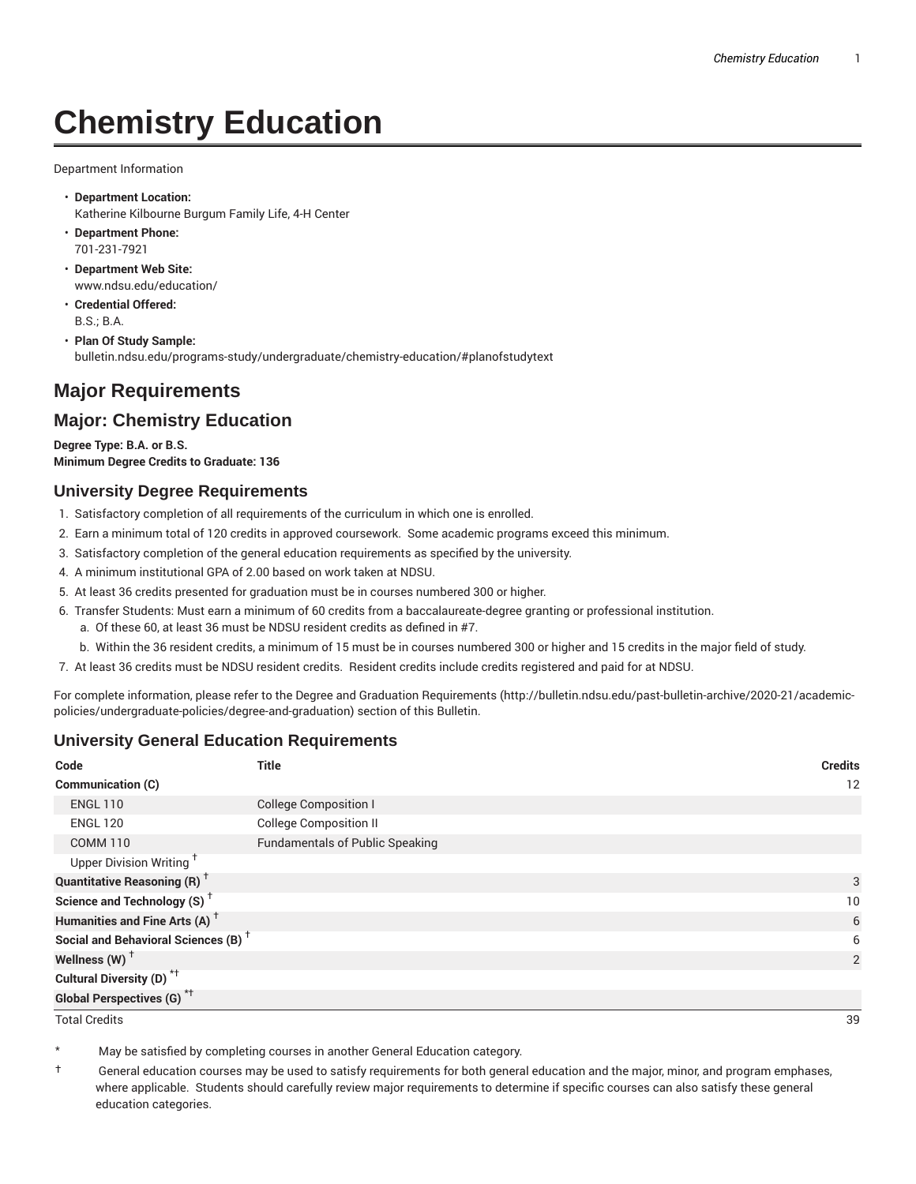# Chemistry Education

Department Information

- **Department Location:**
  Katherine Kilbourne Burgum Family Life, 4-H Center
- **Department Phone:**
  701-231-7921
- **Department Web Site:**
  www.ndsu.edu/education/
- **Credential Offered:**
  B.S.; B.A.
- **Plan Of Study Sample:**
  bulletin.ndsu.edu/programs-study/undergraduate/chemistry-education/#planofstudytext

## Major Requirements

## Major: Chemistry Education

**Degree Type: B.A. or B.S.**
**Minimum Degree Credits to Graduate: 136**

### University Degree Requirements

1. Satisfactory completion of all requirements of the curriculum in which one is enrolled.
2. Earn a minimum total of 120 credits in approved coursework. Some academic programs exceed this minimum.
3. Satisfactory completion of the general education requirements as specified by the university.
4. A minimum institutional GPA of 2.00 based on work taken at NDSU.
5. At least 36 credits presented for graduation must be in courses numbered 300 or higher.
6. Transfer Students: Must earn a minimum of 60 credits from a baccalaureate-degree granting or professional institution.
   a. Of these 60, at least 36 must be NDSU resident credits as defined in #7.
   b. Within the 36 resident credits, a minimum of 15 must be in courses numbered 300 or higher and 15 credits in the major field of study.
7. At least 36 credits must be NDSU resident credits. Resident credits include credits registered and paid for at NDSU.

For complete information, please refer to the Degree and Graduation Requirements (http://bulletin.ndsu.edu/past-bulletin-archive/2020-21/academic-policies/undergraduate-policies/degree-and-graduation) section of this Bulletin.

### University General Education Requirements

| Code | Title | Credits |
|---|---|---|
| **Communication (C)** | | 12 |
| ENGL 110 | College Composition I | |
| ENGL 120 | College Composition II | |
| COMM 110 | Fundamentals of Public Speaking | |
| Upper Division Writing † | | |
| **Quantitative Reasoning (R) †** | | 3 |
| **Science and Technology (S) †** | | 10 |
| **Humanities and Fine Arts (A) †** | | 6 |
| **Social and Behavioral Sciences (B) †** | | 6 |
| **Wellness (W) †** | | 2 |
| **Cultural Diversity (D) *†** | | |
| **Global Perspectives (G) *†** | | |
| Total Credits | | 39 |

\* May be satisfied by completing courses in another General Education category.

† General education courses may be used to satisfy requirements for both general education and the major, minor, and program emphases, where applicable. Students should carefully review major requirements to determine if specific courses can also satisfy these general education categories.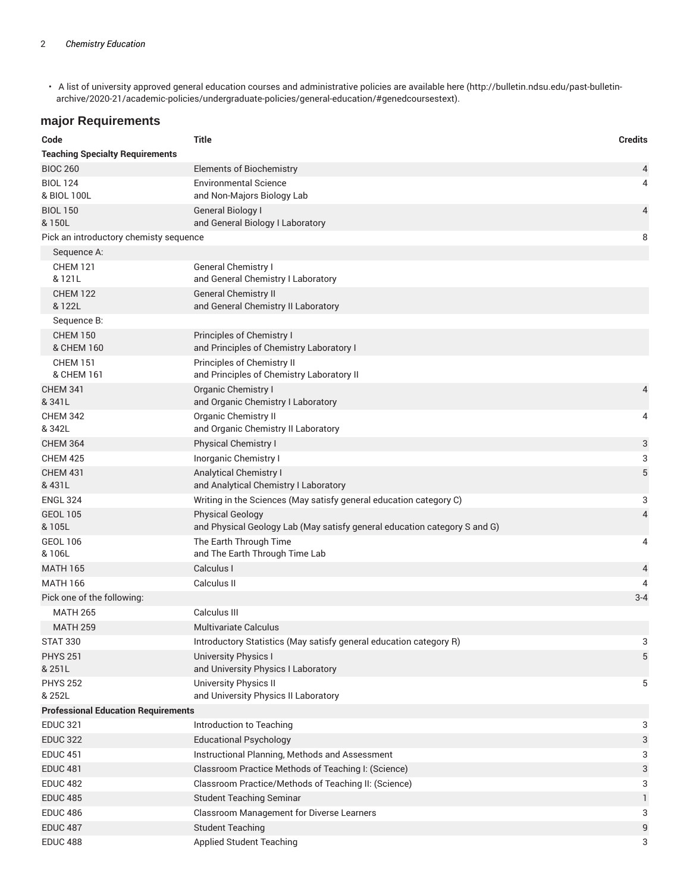- A list of university approved general education courses and administrative policies are available here (http://bulletin.ndsu.edu/past-bulletin-archive/2020-21/academic-policies/undergraduate-policies/general-education/#genedcoursestext).

## major Requirements

| Code | Title | Credits |
|---|---|---|
| **Teaching Specialty Requirements** | | |
| BIOC 260 | Elements of Biochemistry | 4 |
| BIOL 124 & BIOL 100L | Environmental Science and Non-Majors Biology Lab | 4 |
| BIOL 150 & 150L | General Biology I and General Biology I Laboratory | 4 |
| Pick an introductory chemisty sequence | | 8 |
| Sequence A: | | |
| CHEM 121 & 121L | General Chemistry I and General Chemistry I Laboratory | |
| CHEM 122 & 122L | General Chemistry II and General Chemistry II Laboratory | |
| Sequence B: | | |
| CHEM 150 & CHEM 160 | Principles of Chemistry I and Principles of Chemistry Laboratory I | |
| CHEM 151 & CHEM 161 | Principles of Chemistry II and Principles of Chemistry Laboratory II | |
| CHEM 341 & 341L | Organic Chemistry I and Organic Chemistry I Laboratory | 4 |
| CHEM 342 & 342L | Organic Chemistry II and Organic Chemistry II Laboratory | 4 |
| CHEM 364 | Physical Chemistry I | 3 |
| CHEM 425 | Inorganic Chemistry I | 3 |
| CHEM 431 & 431L | Analytical Chemistry I and Analytical Chemistry I Laboratory | 5 |
| ENGL 324 | Writing in the Sciences (May satisfy general education category C) | 3 |
| GEOL 105 & 105L | Physical Geology and Physical Geology Lab (May satisfy general education category S and G) | 4 |
| GEOL 106 & 106L | The Earth Through Time and The Earth Through Time Lab | 4 |
| MATH 165 | Calculus I | 4 |
| MATH 166 | Calculus II | 4 |
| Pick one of the following: | | 3-4 |
| MATH 265 | Calculus III | |
| MATH 259 | Multivariate Calculus | |
| STAT 330 | Introductory Statistics (May satisfy general education category R) | 3 |
| PHYS 251 & 251L | University Physics I and University Physics I Laboratory | 5 |
| PHYS 252 & 252L | University Physics II and University Physics II Laboratory | 5 |
| **Professional Education Requirements** | | |
| EDUC 321 | Introduction to Teaching | 3 |
| EDUC 322 | Educational Psychology | 3 |
| EDUC 451 | Instructional Planning, Methods and Assessment | 3 |
| EDUC 481 | Classroom Practice Methods of Teaching I: (Science) | 3 |
| EDUC 482 | Classroom Practice/Methods of Teaching II: (Science) | 3 |
| EDUC 485 | Student Teaching Seminar | 1 |
| EDUC 486 | Classroom Management for Diverse Learners | 3 |
| EDUC 487 | Student Teaching | 9 |
| EDUC 488 | Applied Student Teaching | 3 |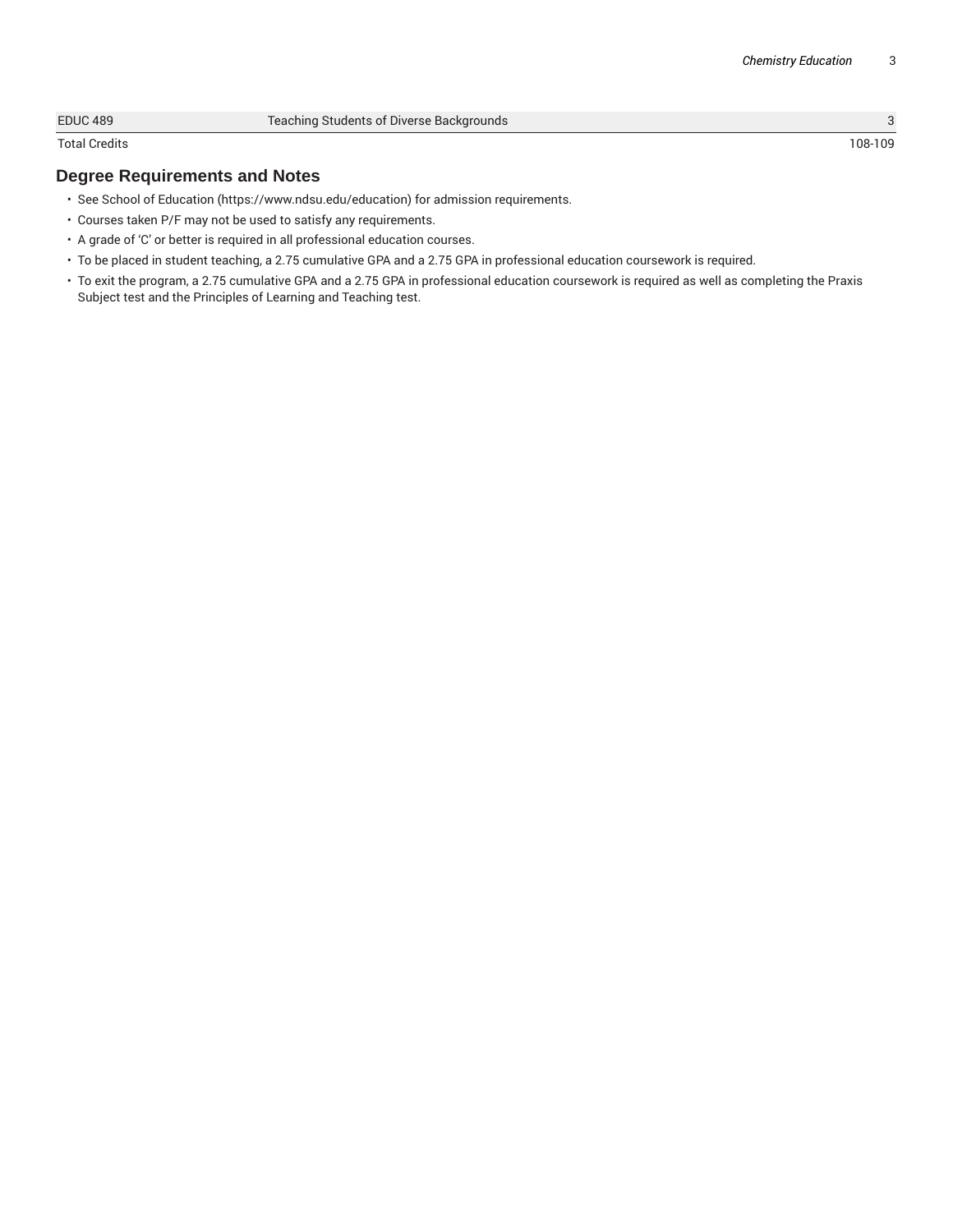| | | |
|---|---|---|
| EDUC 489 | Teaching Students of Diverse Backgrounds | 3 |
| Total Credits | | 108-109 |

## Degree Requirements and Notes

- See School of Education (https://www.ndsu.edu/education) for admission requirements.
- Courses taken P/F may not be used to satisfy any requirements.
- A grade of 'C' or better is required in all professional education courses.
- To be placed in student teaching, a 2.75 cumulative GPA and a 2.75 GPA in professional education coursework is required.
- To exit the program, a 2.75 cumulative GPA and a 2.75 GPA in professional education coursework is required as well as completing the Praxis Subject test and the Principles of Learning and Teaching test.